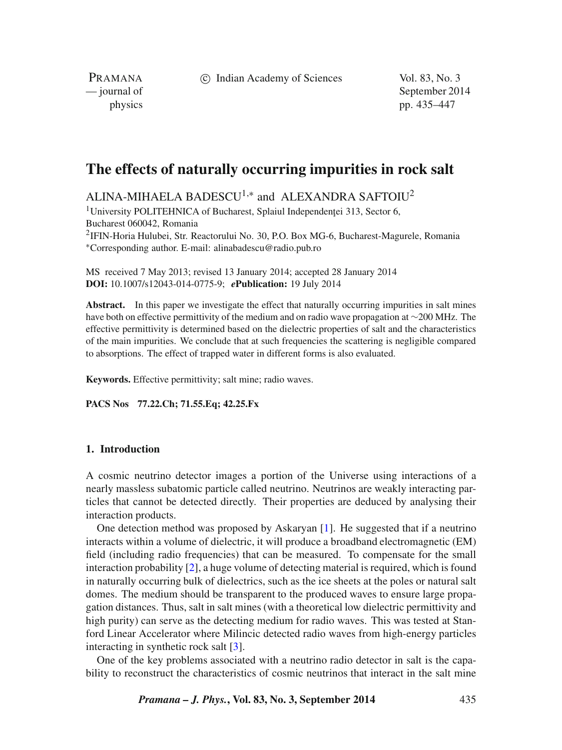# The effects of naturally occurring impurities in rock salt

ALINA-MIHAELA BADESCU[1,*] and ALEXANDRA SAFTOIU[2]

[1]University POLITEHNICA of Bucharest, Splaiul Independenţei 313, Sector 6, Bucharest 060042, Romania

[2]IFIN-Horia Hulubei, Str. Reactorului No. 30, P.O. Box MG-6, Bucharest-Magurele, Romania

[*]Corresponding author. E-mail: alinabadescu@radio.pub.ro

MS received 7 May 2013; revised 13 January 2014; accepted 28 January 2014

**DOI:** 10.1007/s12043-014-0775-9; ***e*Publication:** 19 July 2014

**Abstract.** In this paper we investigate the effect that naturally occurring impurities in salt mines have both on effective permittivity of the medium and on radio wave propagation at ∼200 MHz. The effective permittivity is determined based on the dielectric properties of salt and the characteristics of the main impurities. We conclude that at such frequencies the scattering is negligible compared to absorptions. The effect of trapped water in different forms is also evaluated.

**Keywords.** Effective permittivity; salt mine; radio waves.

**PACS Nos** **77.22.Ch; 71.55.Eq; 42.25.Fx**

## 1. Introduction

A cosmic neutrino detector images a portion of the Universe using interactions of a nearly massless subatomic particle called neutrino. Neutrinos are weakly interacting particles that cannot be detected directly. Their properties are deduced by analysing their interaction products.

One detection method was proposed by Askaryan [1]. He suggested that if a neutrino interacts within a volume of dielectric, it will produce a broadband electromagnetic (EM) field (including radio frequencies) that can be measured. To compensate for the small interaction probability [2], a huge volume of detecting material is required, which is found in naturally occurring bulk of dielectrics, such as the ice sheets at the poles or natural salt domes. The medium should be transparent to the produced waves to ensure large propagation distances. Thus, salt in salt mines (with a theoretical low dielectric permittivity and high purity) can serve as the detecting medium for radio waves. This was tested at Stanford Linear Accelerator where Milincic detected radio waves from high-energy particles interacting in synthetic rock salt [3].

One of the key problems associated with a neutrino radio detector in salt is the capability to reconstruct the characteristics of cosmic neutrinos that interact in the salt mine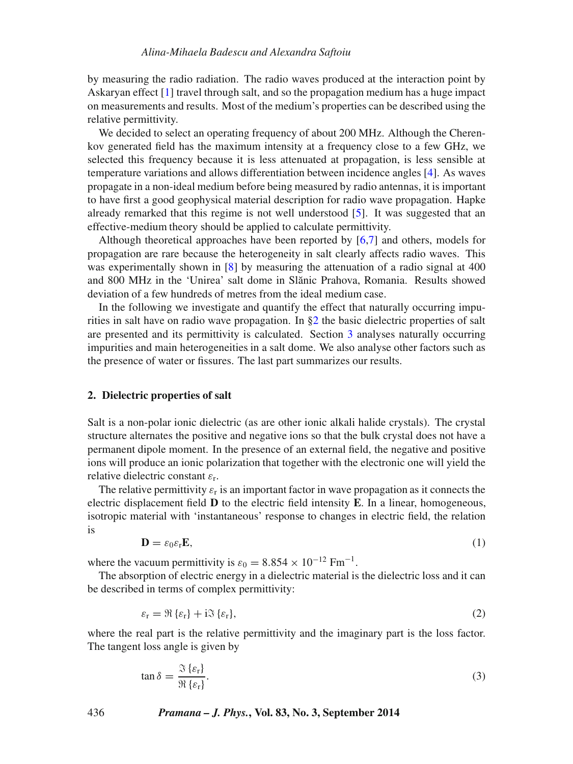by measuring the radio radiation. The radio waves produced at the interaction point by Askaryan effect [1] travel through salt, and so the propagation medium has a huge impact on measurements and results. Most of the medium's properties can be described using the relative permittivity.

We decided to select an operating frequency of about 200 MHz. Although the Cherenkov generated field has the maximum intensity at a frequency close to a few GHz, we selected this frequency because it is less attenuated at propagation, is less sensible at temperature variations and allows differentiation between incidence angles [4]. As waves propagate in a non-ideal medium before being measured by radio antennas, it is important to have first a good geophysical material description for radio wave propagation. Hapke already remarked that this regime is not well understood [5]. It was suggested that an effective-medium theory should be applied to calculate permittivity.

Although theoretical approaches have been reported by [6,7] and others, models for propagation are rare because the heterogeneity in salt clearly affects radio waves. This was experimentally shown in [8] by measuring the attenuation of a radio signal at 400 and 800 MHz in the 'Unirea' salt dome in Slănic Prahova, Romania. Results showed deviation of a few hundreds of metres from the ideal medium case.

In the following we investigate and quantify the effect that naturally occurring impurities in salt have on radio wave propagation. In §2 the basic dielectric properties of salt are presented and its permittivity is calculated. Section 3 analyses naturally occurring impurities and main heterogeneities in a salt dome. We also analyse other factors such as the presence of water or fissures. The last part summarizes our results.

## 2. Dielectric properties of salt

Salt is a non-polar ionic dielectric (as are other ionic alkali halide crystals). The crystal structure alternates the positive and negative ions so that the bulk crystal does not have a permanent dipole moment. In the presence of an external field, the negative and positive ions will produce an ionic polarization that together with the electronic one will yield the relative dielectric constant $\varepsilon_r$.

The relative permittivity $\varepsilon_r$ is an important factor in wave propagation as it connects the electric displacement field $\mathbf{D}$ to the electric field intensity $\mathbf{E}$. In a linear, homogeneous, isotropic material with 'instantaneous' response to changes in electric field, the relation is

$$\mathbf{D} = \varepsilon_0 \varepsilon_r \mathbf{E}, \tag{1}$$

where the vacuum permittivity is $\varepsilon_0 = 8.854 \times 10^{-12}\ \mathrm{Fm^{-1}}$.

The absorption of electric energy in a dielectric material is the dielectric loss and it can be described in terms of complex permittivity:

$$\varepsilon_r = \Re\{\varepsilon_r\} + \mathrm{i}\Im\{\varepsilon_r\}, \tag{2}$$

where the real part is the relative permittivity and the imaginary part is the loss factor. The tangent loss angle is given by

$$\tan\delta = \frac{\Im\{\varepsilon_r\}}{\Re\{\varepsilon_r\}}. \tag{3}$$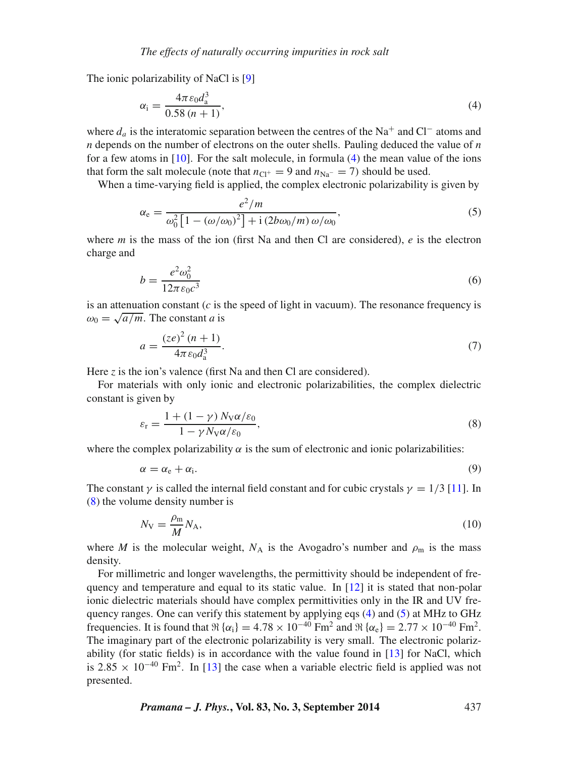The ionic polarizability of NaCl is [9]

$$\alpha_{\mathrm{i}} = \frac{4\pi\varepsilon_0 d_{\mathrm{a}}^3}{0.58\,(n+1)}, \tag{4}$$

where $d_a$ is the interatomic separation between the centres of the $Na^+$ and $Cl^-$ atoms and $n$ depends on the number of electrons on the outer shells. Pauling deduced the value of $n$ for a few atoms in [10]. For the salt molecule, in formula (4) the mean value of the ions that form the salt molecule (note that $n_{\mathrm{Cl}^+} = 9$ and $n_{\mathrm{Na}^-} = 7$) should be used.

When a time-varying field is applied, the complex electronic polarizability is given by

$$\alpha_{\mathrm{e}} = \frac{e^2/m}{\omega_0^2\left[1 - (\omega/\omega_0)^2\right] + \mathrm{i}\,(2b\omega_0/m)\,\omega/\omega_0}, \tag{5}$$

where $m$ is the mass of the ion (first Na and then Cl are considered), $e$ is the electron charge and

$$b = \frac{e^2\omega_0^2}{12\pi\varepsilon_0 c^3} \tag{6}$$

is an attenuation constant ($c$ is the speed of light in vacuum). The resonance frequency is $\omega_0 = \sqrt{a/m}$. The constant $a$ is

$$a = \frac{(ze)^2\,(n+1)}{4\pi\varepsilon_0 d_{\mathrm{a}}^3}. \tag{7}$$

Here $z$ is the ion's valence (first Na and then Cl are considered).

For materials with only ionic and electronic polarizabilities, the complex dielectric constant is given by

$$\varepsilon_{\mathrm{r}} = \frac{1 + (1-\gamma)\,N_{\mathrm{V}}\alpha/\varepsilon_0}{1 - \gamma N_{\mathrm{V}}\alpha/\varepsilon_0}, \tag{8}$$

where the complex polarizability $\alpha$ is the sum of electronic and ionic polarizabilities:

$$\alpha = \alpha_{\mathrm{e}} + \alpha_{\mathrm{i}}. \tag{9}$$

The constant $\gamma$ is called the internal field constant and for cubic crystals $\gamma = 1/3$ [11]. In (8) the volume density number is

$$N_{\mathrm{V}} = \frac{\rho_{\mathrm{m}}}{M} N_{\mathrm{A}}, \tag{10}$$

where $M$ is the molecular weight, $N_{\mathrm{A}}$ is the Avogadro's number and $\rho_{\mathrm{m}}$ is the mass density.

For millimetric and longer wavelengths, the permittivity should be independent of frequency and temperature and equal to its static value. In [12] it is stated that non-polar ionic dielectric materials should have complex permittivities only in the IR and UV frequency ranges. One can verify this statement by applying eqs (4) and (5) at MHz to GHz frequencies. It is found that $\Re\{\alpha_{\mathrm{i}}\} = 4.78 \times 10^{-40}$ Fm$^2$ and $\Re\{\alpha_{\mathrm{e}}\} = 2.77 \times 10^{-40}$ Fm$^2$. The imaginary part of the electronic polarizability is very small. The electronic polarizability (for static fields) is in accordance with the value found in [13] for NaCl, which is $2.85 \times 10^{-40}$ Fm$^2$. In [13] the case when a variable electric field is applied was not presented.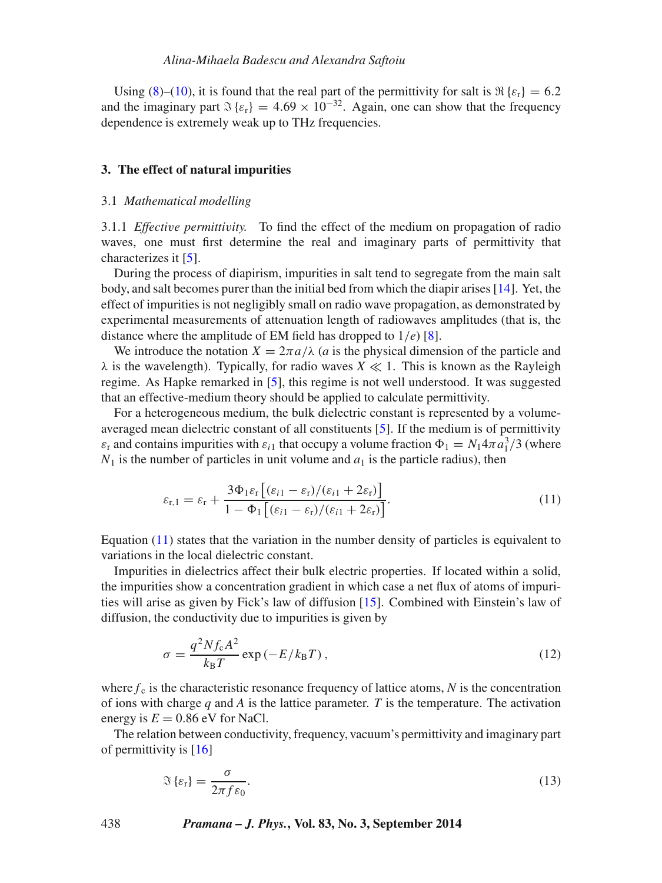Using (8)–(10), it is found that the real part of the permittivity for salt is $\Re\{\varepsilon_\mathrm{r}\} = 6.2$ and the imaginary part $\Im\{\varepsilon_\mathrm{r}\} = 4.69 \times 10^{-32}$. Again, one can show that the frequency dependence is extremely weak up to THz frequencies.

## 3. The effect of natural impurities

### 3.1 *Mathematical modelling*

3.1.1 *Effective permittivity.* To find the effect of the medium on propagation of radio waves, one must first determine the real and imaginary parts of permittivity that characterizes it [5].

During the process of diapirism, impurities in salt tend to segregate from the main salt body, and salt becomes purer than the initial bed from which the diapir arises [14]. Yet, the effect of impurities is not negligibly small on radio wave propagation, as demonstrated by experimental measurements of attenuation length of radiowaves amplitudes (that is, the distance where the amplitude of EM field has dropped to $1/e$) [8].

We introduce the notation $X = 2\pi a/\lambda$ ($a$ is the physical dimension of the particle and $\lambda$ is the wavelength). Typically, for radio waves $X \ll 1$. This is known as the Rayleigh regime. As Hapke remarked in [5], this regime is not well understood. It was suggested that an effective-medium theory should be applied to calculate permittivity.

For a heterogeneous medium, the bulk dielectric constant is represented by a volume-averaged mean dielectric constant of all constituents [5]. If the medium is of permittivity $\varepsilon_\mathrm{r}$ and contains impurities with $\varepsilon_{i1}$ that occupy a volume fraction $\Phi_1 = N_1 4\pi a_1^3/3$ (where $N_1$ is the number of particles in unit volume and $a_1$ is the particle radius), then

$$\varepsilon_{\mathrm{r},1} = \varepsilon_\mathrm{r} + \frac{3\Phi_1\varepsilon_\mathrm{r}\left[(\varepsilon_{i1} - \varepsilon_\mathrm{r})/(\varepsilon_{i1} + 2\varepsilon_\mathrm{r})\right]}{1 - \Phi_1\left[(\varepsilon_{i1} - \varepsilon_\mathrm{r})/(\varepsilon_{i1} + 2\varepsilon_\mathrm{r})\right]}. \tag{11}$$

Equation (11) states that the variation in the number density of particles is equivalent to variations in the local dielectric constant.

Impurities in dielectrics affect their bulk electric properties. If located within a solid, the impurities show a concentration gradient in which case a net flux of atoms of impurities will arise as given by Fick's law of diffusion [15]. Combined with Einstein's law of diffusion, the conductivity due to impurities is given by

$$\sigma = \frac{q^2 N f_\mathrm{c} A^2}{k_\mathrm{B} T}\exp\left(-E/k_\mathrm{B}T\right), \tag{12}$$

where $f_\mathrm{c}$ is the characteristic resonance frequency of lattice atoms, $N$ is the concentration of ions with charge $q$ and $A$ is the lattice parameter. $T$ is the temperature. The activation energy is $E = 0.86$ eV for NaCl.

The relation between conductivity, frequency, vacuum's permittivity and imaginary part of permittivity is [16]

$$\Im\{\varepsilon_\mathrm{r}\} = \frac{\sigma}{2\pi f \varepsilon_0}. \tag{13}$$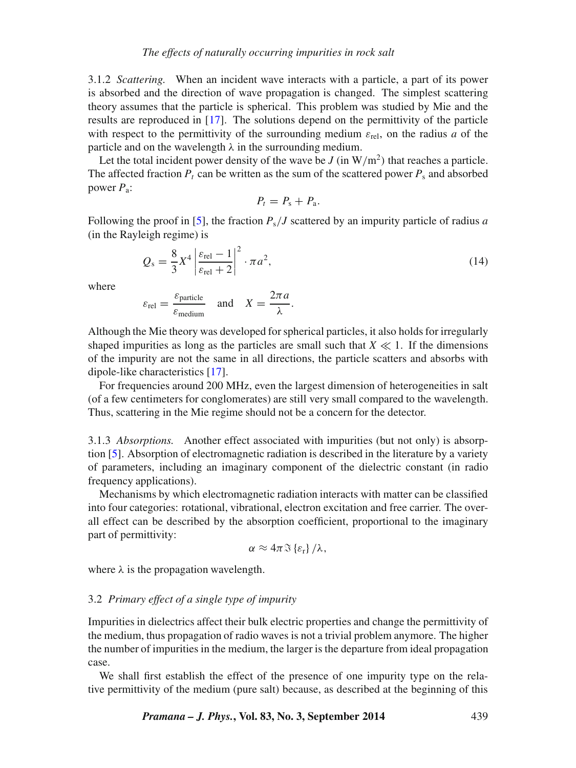3.1.2 *Scattering.* When an incident wave interacts with a particle, a part of its power is absorbed and the direction of wave propagation is changed. The simplest scattering theory assumes that the particle is spherical. This problem was studied by Mie and the results are reproduced in [17]. The solutions depend on the permittivity of the particle with respect to the permittivity of the surrounding medium $\varepsilon_{\text{rel}}$, on the radius $a$ of the particle and on the wavelength $\lambda$ in the surrounding medium.

Let the total incident power density of the wave be $J$ (in $\text{W/m}^2$) that reaches a particle. The affected fraction $P_t$ can be written as the sum of the scattered power $P_s$ and absorbed power $P_a$:

$$P_t = P_s + P_a.$$

Following the proof in [5], the fraction $P_s/J$ scattered by an impurity particle of radius $a$ (in the Rayleigh regime) is

$$Q_s = \frac{8}{3} X^4 \left| \frac{\varepsilon_{\text{rel}} - 1}{\varepsilon_{\text{rel}} + 2} \right|^2 \cdot \pi a^2, \tag{14}$$

where

$$\varepsilon_{\text{rel}} = \frac{\varepsilon_{\text{particle}}}{\varepsilon_{\text{medium}}} \quad \text{and} \quad X = \frac{2\pi a}{\lambda}.$$

Although the Mie theory was developed for spherical particles, it also holds for irregularly shaped impurities as long as the particles are small such that $X \ll 1$. If the dimensions of the impurity are not the same in all directions, the particle scatters and absorbs with dipole-like characteristics [17].

For frequencies around 200 MHz, even the largest dimension of heterogeneities in salt (of a few centimeters for conglomerates) are still very small compared to the wavelength. Thus, scattering in the Mie regime should not be a concern for the detector.

3.1.3 *Absorptions.* Another effect associated with impurities (but not only) is absorption [5]. Absorption of electromagnetic radiation is described in the literature by a variety of parameters, including an imaginary component of the dielectric constant (in radio frequency applications).

Mechanisms by which electromagnetic radiation interacts with matter can be classified into four categories: rotational, vibrational, electron excitation and free carrier. The overall effect can be described by the absorption coefficient, proportional to the imaginary part of permittivity:

$$\alpha \approx 4\pi \Im \{\varepsilon_r\} / \lambda,$$

where $\lambda$ is the propagation wavelength.

### 3.2 *Primary effect of a single type of impurity*

Impurities in dielectrics affect their bulk electric properties and change the permittivity of the medium, thus propagation of radio waves is not a trivial problem anymore. The higher the number of impurities in the medium, the larger is the departure from ideal propagation case.

We shall first establish the effect of the presence of one impurity type on the relative permittivity of the medium (pure salt) because, as described at the beginning of this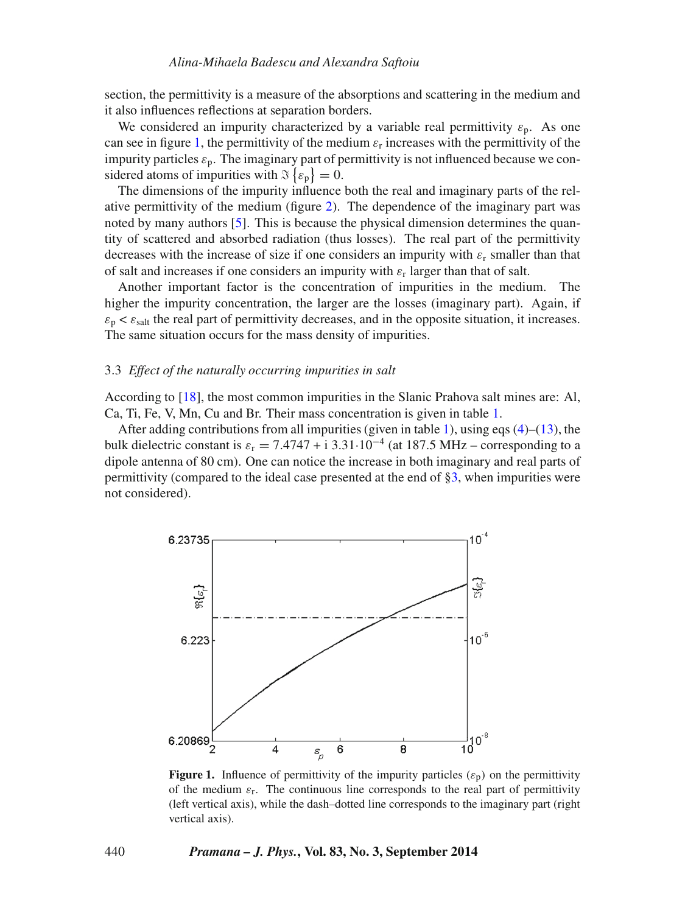section, the permittivity is a measure of the absorptions and scattering in the medium and it also influences reflections at separation borders.

We considered an impurity characterized by a variable real permittivity $\varepsilon_p$. As one can see in figure 1, the permittivity of the medium $\varepsilon_r$ increases with the permittivity of the impurity particles $\varepsilon_p$. The imaginary part of permittivity is not influenced because we considered atoms of impurities with $\Im\{\varepsilon_p\} = 0$.

The dimensions of the impurity influence both the real and imaginary parts of the relative permittivity of the medium (figure 2). The dependence of the imaginary part was noted by many authors [5]. This is because the physical dimension determines the quantity of scattered and absorbed radiation (thus losses). The real part of the permittivity decreases with the increase of size if one considers an impurity with $\varepsilon_r$ smaller than that of salt and increases if one considers an impurity with $\varepsilon_r$ larger than that of salt.

Another important factor is the concentration of impurities in the medium. The higher the impurity concentration, the larger are the losses (imaginary part). Again, if $\varepsilon_p < \varepsilon_{salt}$ the real part of permittivity decreases, and in the opposite situation, it increases. The same situation occurs for the mass density of impurities.

### 3.3 *Effect of the naturally occurring impurities in salt*

According to [18], the most common impurities in the Slanic Prahova salt mines are: Al, Ca, Ti, Fe, V, Mn, Cu and Br. Their mass concentration is given in table 1.

After adding contributions from all impurities (given in table 1), using eqs (4)–(13), the bulk dielectric constant is $\varepsilon_r = 7.4747 + \mathrm{i}\ 3.31 \cdot 10^{-4}$ (at 187.5 MHz – corresponding to a dipole antenna of 80 cm). One can notice the increase in both imaginary and real parts of permittivity (compared to the ideal case presented at the end of §3, when impurities were not considered).

**Figure 1.** Influence of permittivity of the impurity particles ($\varepsilon_p$) on the permittivity of the medium $\varepsilon_r$. The continuous line corresponds to the real part of permittivity (left vertical axis), while the dash–dotted line corresponds to the imaginary part (right vertical axis).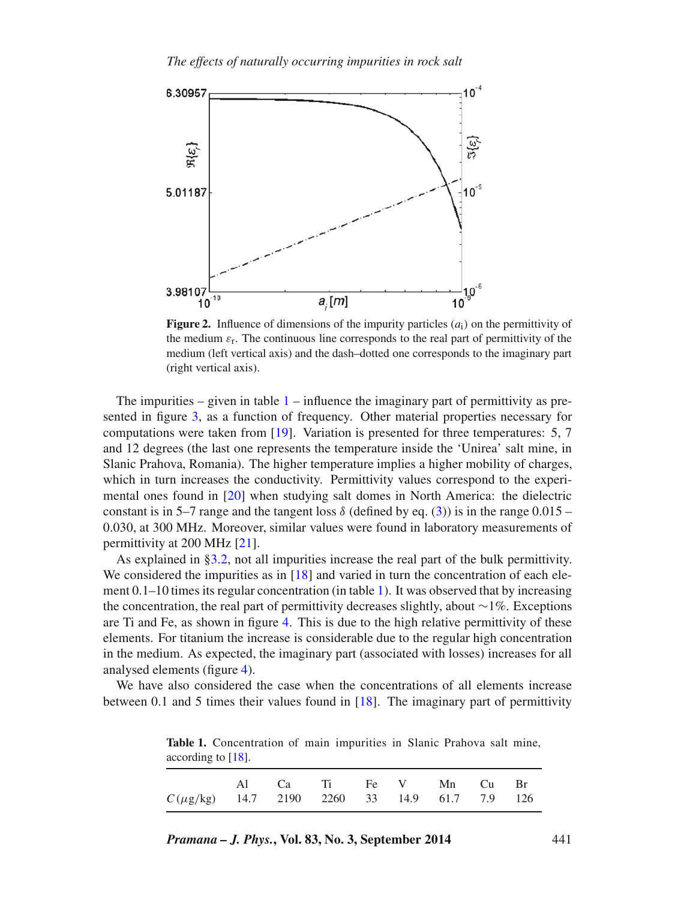**Figure 2.** Influence of dimensions of the impurity particles ($a_i$) on the permittivity of the medium $\varepsilon_r$. The continuous line corresponds to the real part of permittivity of the medium (left vertical axis) and the dash–dotted one corresponds to the imaginary part (right vertical axis).

The impurities – given in table 1 – influence the imaginary part of permittivity as presented in figure 3, as a function of frequency. Other material properties necessary for computations were taken from [19]. Variation is presented for three temperatures: 5, 7 and 12 degrees (the last one represents the temperature inside the 'Unirea' salt mine, in Slanic Prahova, Romania). The higher temperature implies a higher mobility of charges, which in turn increases the conductivity. Permittivity values correspond to the experimental ones found in [20] when studying salt domes in North America: the dielectric constant is in 5–7 range and the tangent loss $\delta$ (defined by eq. (3)) is in the range 0.015 – 0.030, at 300 MHz. Moreover, similar values were found in laboratory measurements of permittivity at 200 MHz [21].

As explained in §3.2, not all impurities increase the real part of the bulk permittivity. We considered the impurities as in [18] and varied in turn the concentration of each element 0.1–10 times its regular concentration (in table 1). It was observed that by increasing the concentration, the real part of permittivity decreases slightly, about $\sim$1%. Exceptions are Ti and Fe, as shown in figure 4. This is due to the high relative permittivity of these elements. For titanium the increase is considerable due to the regular high concentration in the medium. As expected, the imaginary part (associated with losses) increases for all analysed elements (figure 4).

We have also considered the case when the concentrations of all elements increase between 0.1 and 5 times their values found in [18]. The imaginary part of permittivity

**Table 1.** Concentration of main impurities in Slanic Prahova salt mine, according to [18].

| | Al | Ca | Ti | Fe | V | Mn | Cu | Br |
|---|---|---|---|---|---|---|---|---|
| $C\,(\mu$g/kg$)$ | 14.7 | 2190 | 2260 | 33 | 14.9 | 61.7 | 7.9 | 126 |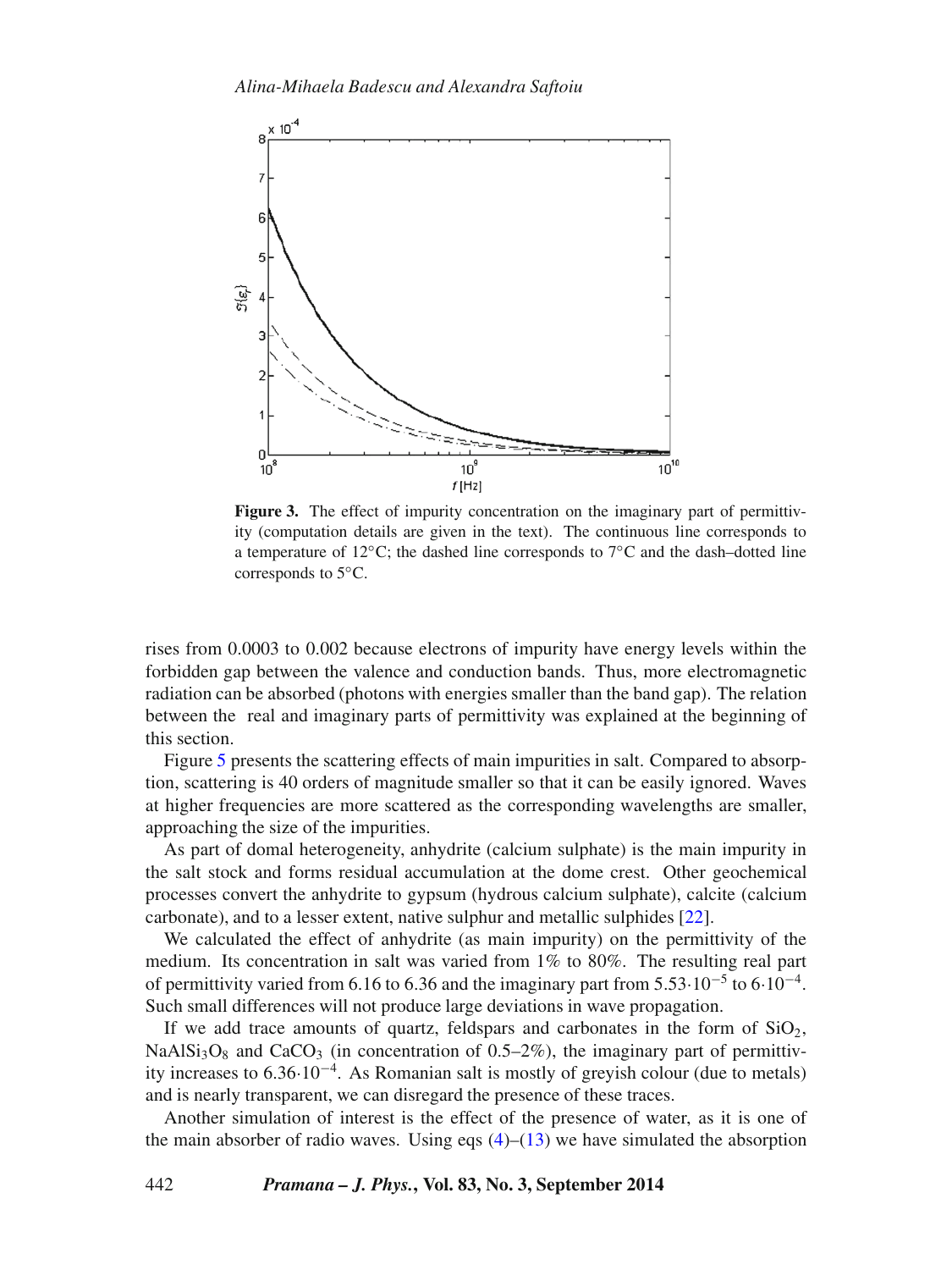**Figure 3.** The effect of impurity concentration on the imaginary part of permittivity (computation details are given in the text). The continuous line corresponds to a temperature of 12°C; the dashed line corresponds to 7°C and the dash–dotted line corresponds to 5°C.

rises from 0.0003 to 0.002 because electrons of impurity have energy levels within the forbidden gap between the valence and conduction bands. Thus, more electromagnetic radiation can be absorbed (photons with energies smaller than the band gap). The relation between the real and imaginary parts of permittivity was explained at the beginning of this section.

Figure 5 presents the scattering effects of main impurities in salt. Compared to absorption, scattering is 40 orders of magnitude smaller so that it can be easily ignored. Waves at higher frequencies are more scattered as the corresponding wavelengths are smaller, approaching the size of the impurities.

As part of domal heterogeneity, anhydrite (calcium sulphate) is the main impurity in the salt stock and forms residual accumulation at the dome crest. Other geochemical processes convert the anhydrite to gypsum (hydrous calcium sulphate), calcite (calcium carbonate), and to a lesser extent, native sulphur and metallic sulphides [22].

We calculated the effect of anhydrite (as main impurity) on the permittivity of the medium. Its concentration in salt was varied from 1% to 80%. The resulting real part of permittivity varied from 6.16 to 6.36 and the imaginary part from $5.53 \cdot 10^{-5}$ to $6 \cdot 10^{-4}$. Such small differences will not produce large deviations in wave propagation.

If we add trace amounts of quartz, feldspars and carbonates in the form of $SiO_2$, $NaAlSi_3O_8$ and $CaCO_3$ (in concentration of 0.5–2%), the imaginary part of permittivity increases to $6.36 \cdot 10^{-4}$. As Romanian salt is mostly of greyish colour (due to metals) and is nearly transparent, we can disregard the presence of these traces.

Another simulation of interest is the effect of the presence of water, as it is one of the main absorber of radio waves. Using eqs (4)–(13) we have simulated the absorption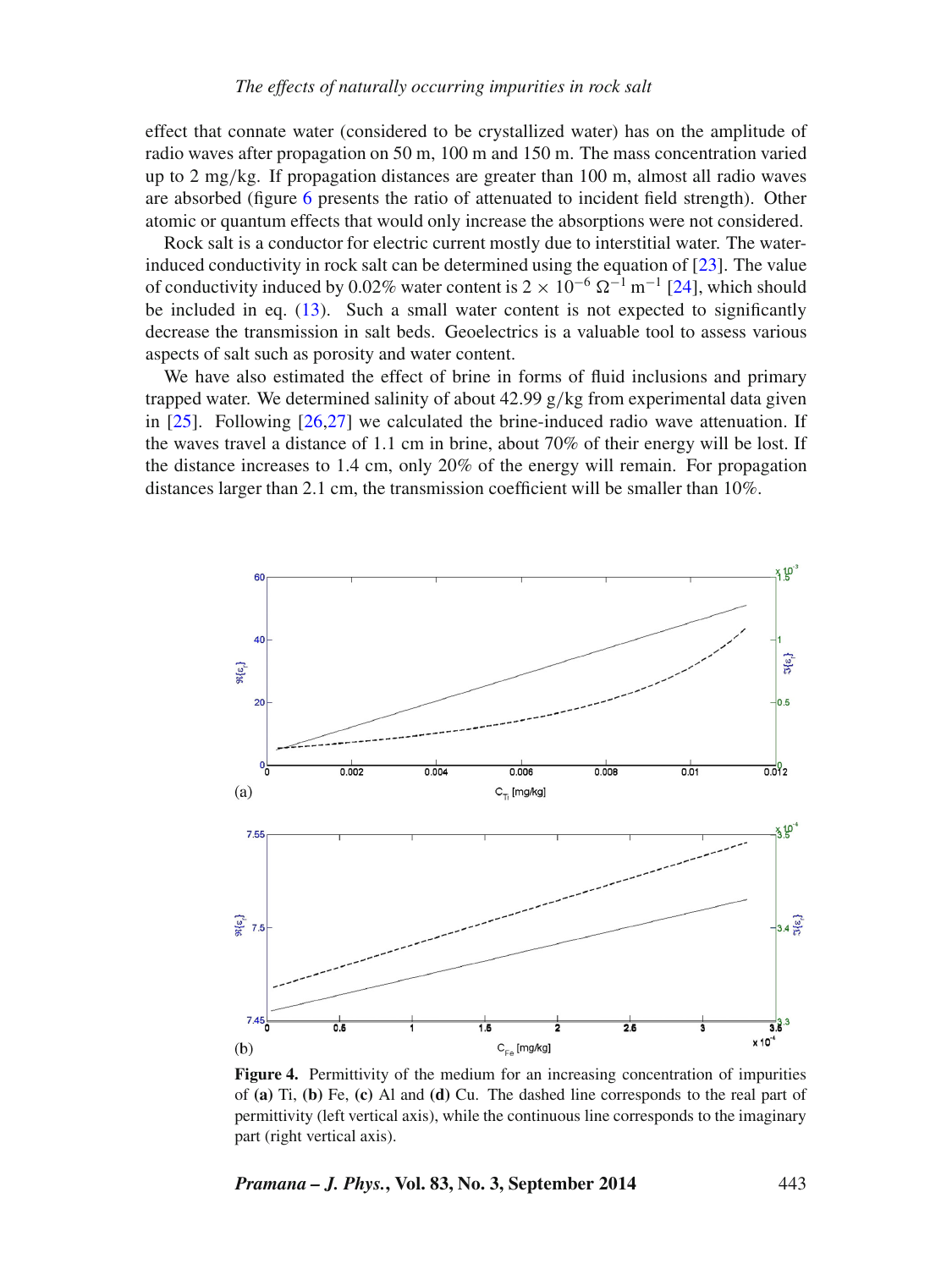effect that connate water (considered to be crystallized water) has on the amplitude of radio waves after propagation on 50 m, 100 m and 150 m. The mass concentration varied up to 2 mg/kg. If propagation distances are greater than 100 m, almost all radio waves are absorbed (figure 6 presents the ratio of attenuated to incident field strength). Other atomic or quantum effects that would only increase the absorptions were not considered.

Rock salt is a conductor for electric current mostly due to interstitial water. The water-induced conductivity in rock salt can be determined using the equation of [23]. The value of conductivity induced by 0.02% water content is $2 \times 10^{-6}\ \Omega^{-1}\ \mathrm{m}^{-1}$ [24], which should be included in eq. (13). Such a small water content is not expected to significantly decrease the transmission in salt beds. Geoelectrics is a valuable tool to assess various aspects of salt such as porosity and water content.

We have also estimated the effect of brine in forms of fluid inclusions and primary trapped water. We determined salinity of about 42.99 g/kg from experimental data given in [25]. Following [26,27] we calculated the brine-induced radio wave attenuation. If the waves travel a distance of 1.1 cm in brine, about 70% of their energy will be lost. If the distance increases to 1.4 cm, only 20% of the energy will remain. For propagation distances larger than 2.1 cm, the transmission coefficient will be smaller than 10%.

**Figure 4.** Permittivity of the medium for an increasing concentration of impurities of **(a)** Ti, **(b)** Fe, **(c)** Al and **(d)** Cu. The dashed line corresponds to the real part of permittivity (left vertical axis), while the continuous line corresponds to the imaginary part (right vertical axis).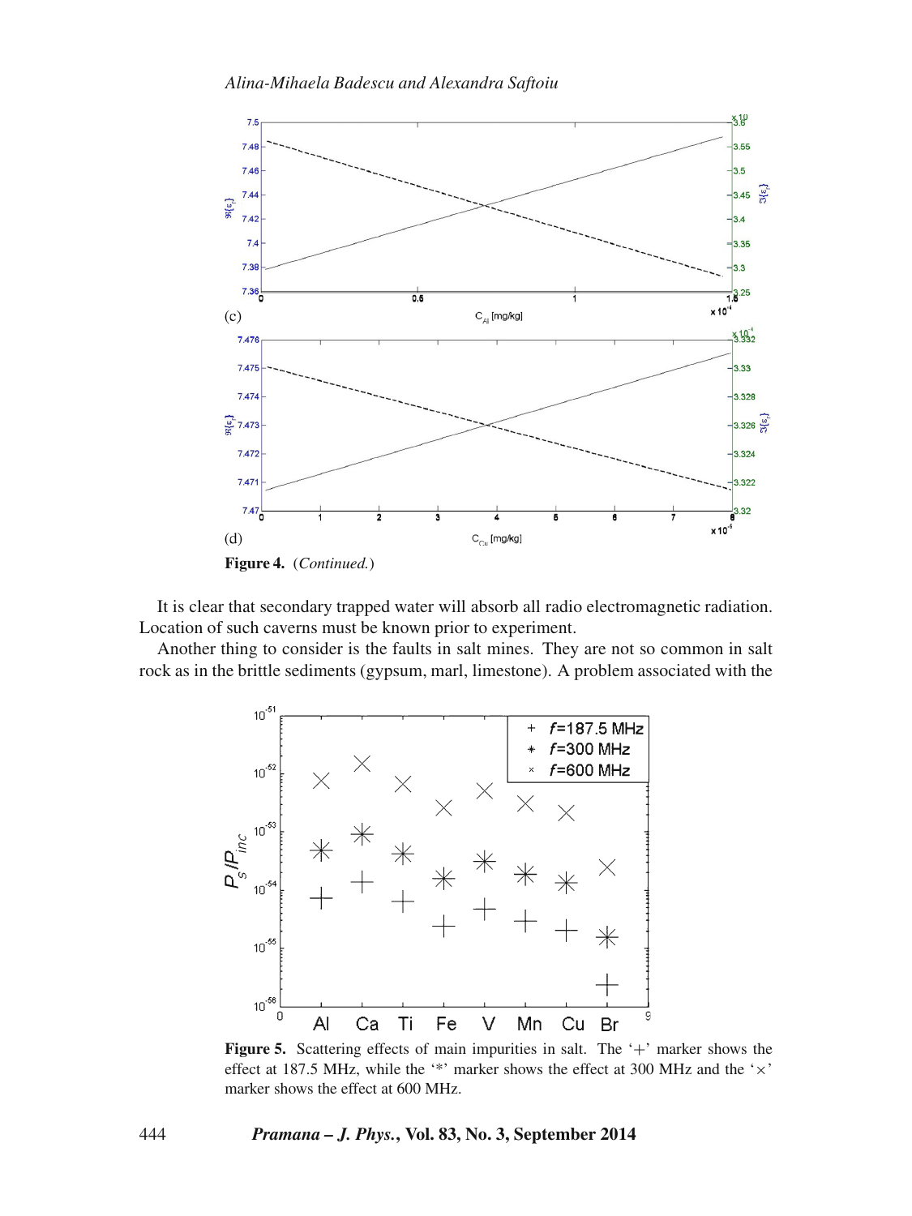(c)

(d)

**Figure 4.** (*Continued.*)

It is clear that secondary trapped water will absorb all radio electromagnetic radiation. Location of such caverns must be known prior to experiment.

Another thing to consider is the faults in salt mines. They are not so common in salt rock as in the brittle sediments (gypsum, marl, limestone). A problem associated with the

**Figure 5.** Scattering effects of main impurities in salt. The '+' marker shows the effect at 187.5 MHz, while the '*' marker shows the effect at 300 MHz and the '×' marker shows the effect at 600 MHz.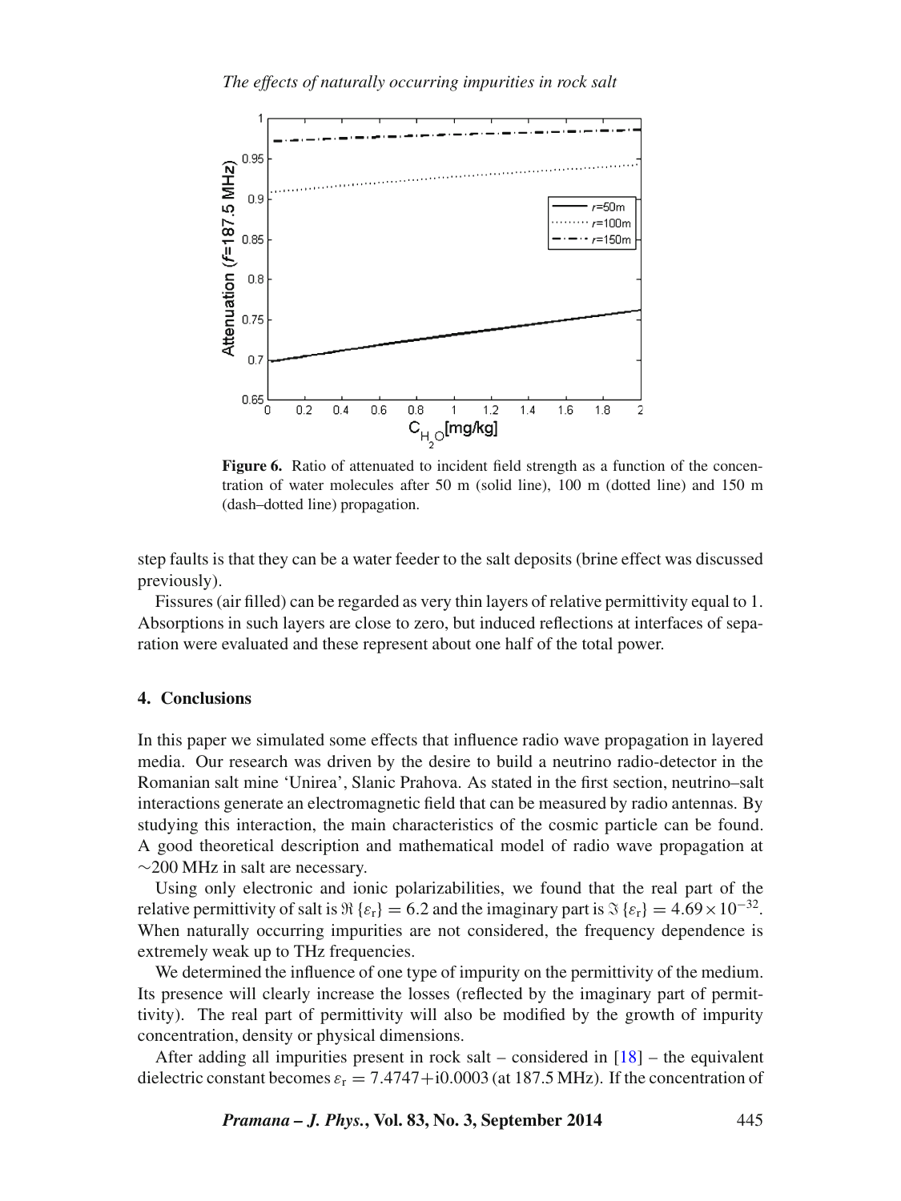**Figure 6.** Ratio of attenuated to incident field strength as a function of the concentration of water molecules after 50 m (solid line), 100 m (dotted line) and 150 m (dash–dotted line) propagation.

step faults is that they can be a water feeder to the salt deposits (brine effect was discussed previously).

Fissures (air filled) can be regarded as very thin layers of relative permittivity equal to 1. Absorptions in such layers are close to zero, but induced reflections at interfaces of separation were evaluated and these represent about one half of the total power.

## 4. Conclusions

In this paper we simulated some effects that influence radio wave propagation in layered media. Our research was driven by the desire to build a neutrino radio-detector in the Romanian salt mine 'Unirea', Slanic Prahova. As stated in the first section, neutrino–salt interactions generate an electromagnetic field that can be measured by radio antennas. By studying this interaction, the main characteristics of the cosmic particle can be found. A good theoretical description and mathematical model of radio wave propagation at ~200 MHz in salt are necessary.

Using only electronic and ionic polarizabilities, we found that the real part of the relative permittivity of salt is $\Re\{\varepsilon_r\} = 6.2$ and the imaginary part is $\Im\{\varepsilon_r\} = 4.69 \times 10^{-32}$. When naturally occurring impurities are not considered, the frequency dependence is extremely weak up to THz frequencies.

We determined the influence of one type of impurity on the permittivity of the medium. Its presence will clearly increase the losses (reflected by the imaginary part of permittivity). The real part of permittivity will also be modified by the growth of impurity concentration, density or physical dimensions.

After adding all impurities present in rock salt – considered in [18] – the equivalent dielectric constant becomes $\varepsilon_r = 7.4747 + i0.0003$ (at 187.5 MHz). If the concentration of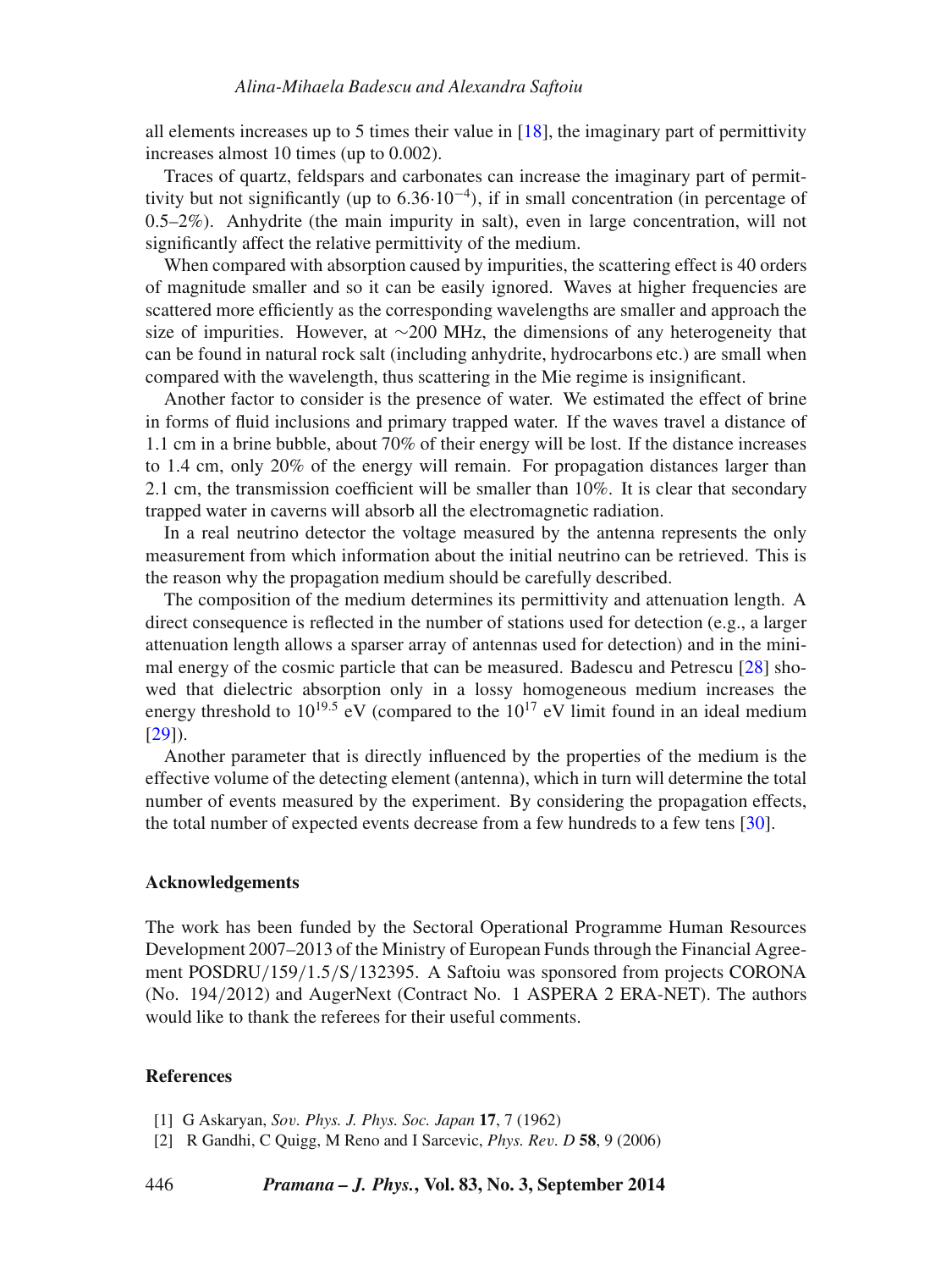all elements increases up to 5 times their value in [18], the imaginary part of permittivity increases almost 10 times (up to 0.002).

Traces of quartz, feldspars and carbonates can increase the imaginary part of permittivity but not significantly (up to $6.36 \cdot 10^{-4}$), if in small concentration (in percentage of 0.5–2%). Anhydrite (the main impurity in salt), even in large concentration, will not significantly affect the relative permittivity of the medium.

When compared with absorption caused by impurities, the scattering effect is 40 orders of magnitude smaller and so it can be easily ignored. Waves at higher frequencies are scattered more efficiently as the corresponding wavelengths are smaller and approach the size of impurities. However, at ∼200 MHz, the dimensions of any heterogeneity that can be found in natural rock salt (including anhydrite, hydrocarbons etc.) are small when compared with the wavelength, thus scattering in the Mie regime is insignificant.

Another factor to consider is the presence of water. We estimated the effect of brine in forms of fluid inclusions and primary trapped water. If the waves travel a distance of 1.1 cm in a brine bubble, about 70% of their energy will be lost. If the distance increases to 1.4 cm, only 20% of the energy will remain. For propagation distances larger than 2.1 cm, the transmission coefficient will be smaller than 10%. It is clear that secondary trapped water in caverns will absorb all the electromagnetic radiation.

In a real neutrino detector the voltage measured by the antenna represents the only measurement from which information about the initial neutrino can be retrieved. This is the reason why the propagation medium should be carefully described.

The composition of the medium determines its permittivity and attenuation length. A direct consequence is reflected in the number of stations used for detection (e.g., a larger attenuation length allows a sparser array of antennas used for detection) and in the minimal energy of the cosmic particle that can be measured. Badescu and Petrescu [28] showed that dielectric absorption only in a lossy homogeneous medium increases the energy threshold to $10^{19.5}$ eV (compared to the $10^{17}$ eV limit found in an ideal medium [29]).

Another parameter that is directly influenced by the properties of the medium is the effective volume of the detecting element (antenna), which in turn will determine the total number of events measured by the experiment. By considering the propagation effects, the total number of expected events decrease from a few hundreds to a few tens [30].

### Acknowledgements

The work has been funded by the Sectoral Operational Programme Human Resources Development 2007–2013 of the Ministry of European Funds through the Financial Agreement POSDRU/159/1.5/S/132395. A Saftoiu was sponsored from projects CORONA (No. 194/2012) and AugerNext (Contract No. 1 ASPERA 2 ERA-NET). The authors would like to thank the referees for their useful comments.

### References

[1] G Askaryan, *Sov. Phys. J. Phys. Soc. Japan* **17**, 7 (1962)

[2] R Gandhi, C Quigg, M Reno and I Sarcevic, *Phys. Rev. D* **58**, 9 (2006)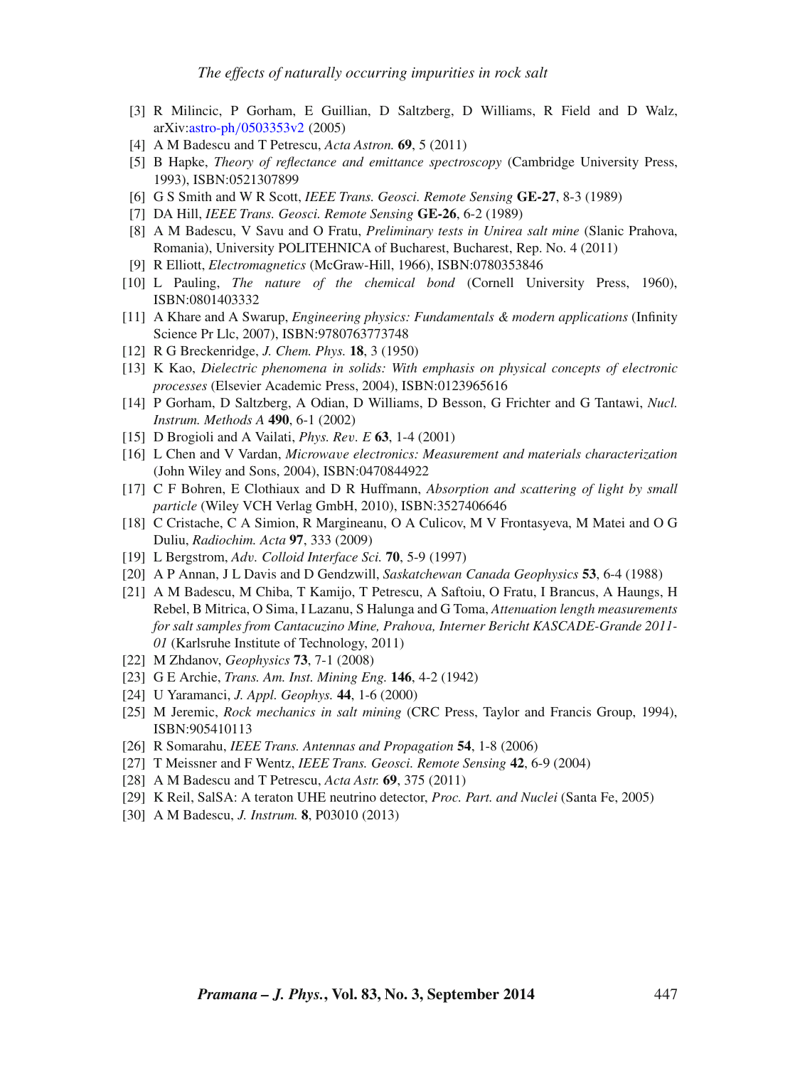[3] R Milincic, P Gorham, E Guillian, D Saltzberg, D Williams, R Field and D Walz, arXiv:astro-ph/0503353v2 (2005)

[4] A M Badescu and T Petrescu, *Acta Astron.* **69**, 5 (2011)

[5] B Hapke, *Theory of reflectance and emittance spectroscopy* (Cambridge University Press, 1993), ISBN:0521307899

[6] G S Smith and W R Scott, *IEEE Trans. Geosci. Remote Sensing* **GE-27**, 8-3 (1989)

[7] DA Hill, *IEEE Trans. Geosci. Remote Sensing* **GE-26**, 6-2 (1989)

[8] A M Badescu, V Savu and O Fratu, *Preliminary tests in Unirea salt mine* (Slanic Prahova, Romania), University POLITEHNICA of Bucharest, Bucharest, Rep. No. 4 (2011)

[9] R Elliott, *Electromagnetics* (McGraw-Hill, 1966), ISBN:0780353846

[10] L Pauling, *The nature of the chemical bond* (Cornell University Press, 1960), ISBN:0801403332

[11] A Khare and A Swarup, *Engineering physics: Fundamentals & modern applications* (Infinity Science Pr Llc, 2007), ISBN:9780763773748

[12] R G Breckenridge, *J. Chem. Phys.* **18**, 3 (1950)

[13] K Kao, *Dielectric phenomena in solids: With emphasis on physical concepts of electronic processes* (Elsevier Academic Press, 2004), ISBN:0123965616

[14] P Gorham, D Saltzberg, A Odian, D Williams, D Besson, G Frichter and G Tantawi, *Nucl. Instrum. Methods A* **490**, 6-1 (2002)

[15] D Brogioli and A Vailati, *Phys. Rev. E* **63**, 1-4 (2001)

[16] L Chen and V Vardan, *Microwave electronics: Measurement and materials characterization* (John Wiley and Sons, 2004), ISBN:0470844922

[17] C F Bohren, E Clothiaux and D R Huffmann, *Absorption and scattering of light by small particle* (Wiley VCH Verlag GmbH, 2010), ISBN:3527406646

[18] C Cristache, C A Simion, R Margineanu, O A Culicov, M V Frontasyeva, M Matei and O G Duliu, *Radiochim. Acta* **97**, 333 (2009)

[19] L Bergstrom, *Adv. Colloid Interface Sci.* **70**, 5-9 (1997)

[20] A P Annan, J L Davis and D Gendzwill, *Saskatchewan Canada Geophysics* **53**, 6-4 (1988)

[21] A M Badescu, M Chiba, T Kamijo, T Petrescu, A Saftoiu, O Fratu, I Brancus, A Haungs, H Rebel, B Mitrica, O Sima, I Lazanu, S Halunga and G Toma, *Attenuation length measurements for salt samples from Cantacuzino Mine, Prahova, Interner Bericht KASCADE-Grande 2011-01* (Karlsruhe Institute of Technology, 2011)

[22] M Zhdanov, *Geophysics* **73**, 7-1 (2008)

[23] G E Archie, *Trans. Am. Inst. Mining Eng.* **146**, 4-2 (1942)

[24] U Yaramanci, *J. Appl. Geophys.* **44**, 1-6 (2000)

[25] M Jeremic, *Rock mechanics in salt mining* (CRC Press, Taylor and Francis Group, 1994), ISBN:905410113

[26] R Somarahu, *IEEE Trans. Antennas and Propagation* **54**, 1-8 (2006)

[27] T Meissner and F Wentz, *IEEE Trans. Geosci. Remote Sensing* **42**, 6-9 (2004)

[28] A M Badescu and T Petrescu, *Acta Astr.* **69**, 375 (2011)

[29] K Reil, SalSA: A teraton UHE neutrino detector, *Proc. Part. and Nuclei* (Santa Fe, 2005)

[30] A M Badescu, *J. Instrum.* **8**, P03010 (2013)